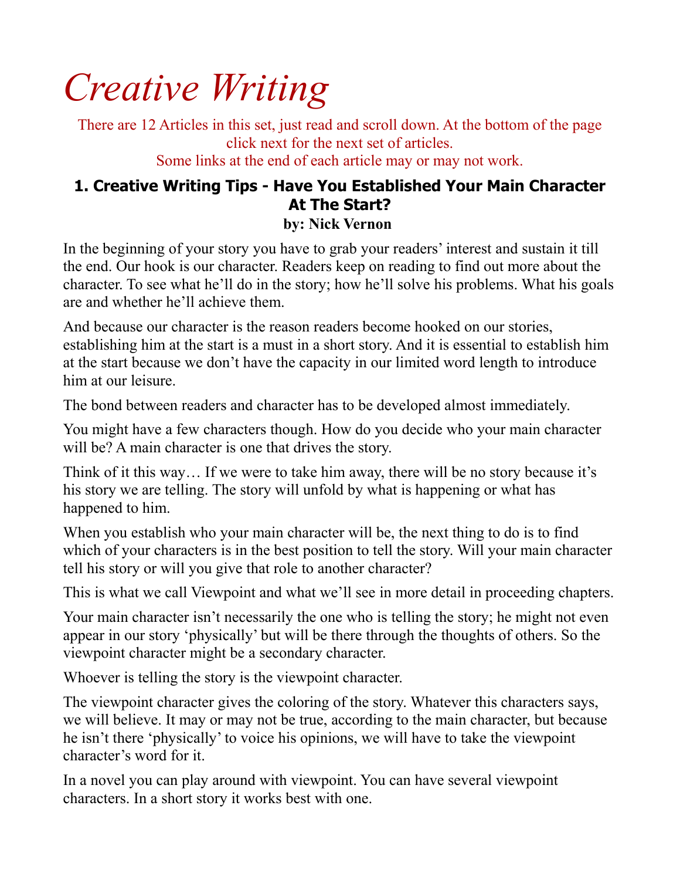# *Creative Writing*

There are 12 Articles in this set, just read and scroll down. At the bottom of the page click next for the next set of articles.
Some links at the end of each article may or may not work.

## 1. Creative Writing Tips - Have You Established Your Main Character At The Start?

**by: Nick Vernon**

In the beginning of your story you have to grab your readers' interest and sustain it till the end. Our hook is our character. Readers keep on reading to find out more about the character. To see what he'll do in the story; how he'll solve his problems. What his goals are and whether he'll achieve them.

And because our character is the reason readers become hooked on our stories, establishing him at the start is a must in a short story. And it is essential to establish him at the start because we don't have the capacity in our limited word length to introduce him at our leisure.

The bond between readers and character has to be developed almost immediately.

You might have a few characters though. How do you decide who your main character will be? A main character is one that drives the story.

Think of it this way… If we were to take him away, there will be no story because it's his story we are telling. The story will unfold by what is happening or what has happened to him.

When you establish who your main character will be, the next thing to do is to find which of your characters is in the best position to tell the story. Will your main character tell his story or will you give that role to another character?

This is what we call Viewpoint and what we'll see in more detail in proceeding chapters.

Your main character isn't necessarily the one who is telling the story; he might not even appear in our story 'physically' but will be there through the thoughts of others. So the viewpoint character might be a secondary character.

Whoever is telling the story is the viewpoint character.

The viewpoint character gives the coloring of the story. Whatever this characters says, we will believe. It may or may not be true, according to the main character, but because he isn't there 'physically' to voice his opinions, we will have to take the viewpoint character's word for it.

In a novel you can play around with viewpoint. You can have several viewpoint characters. In a short story it works best with one.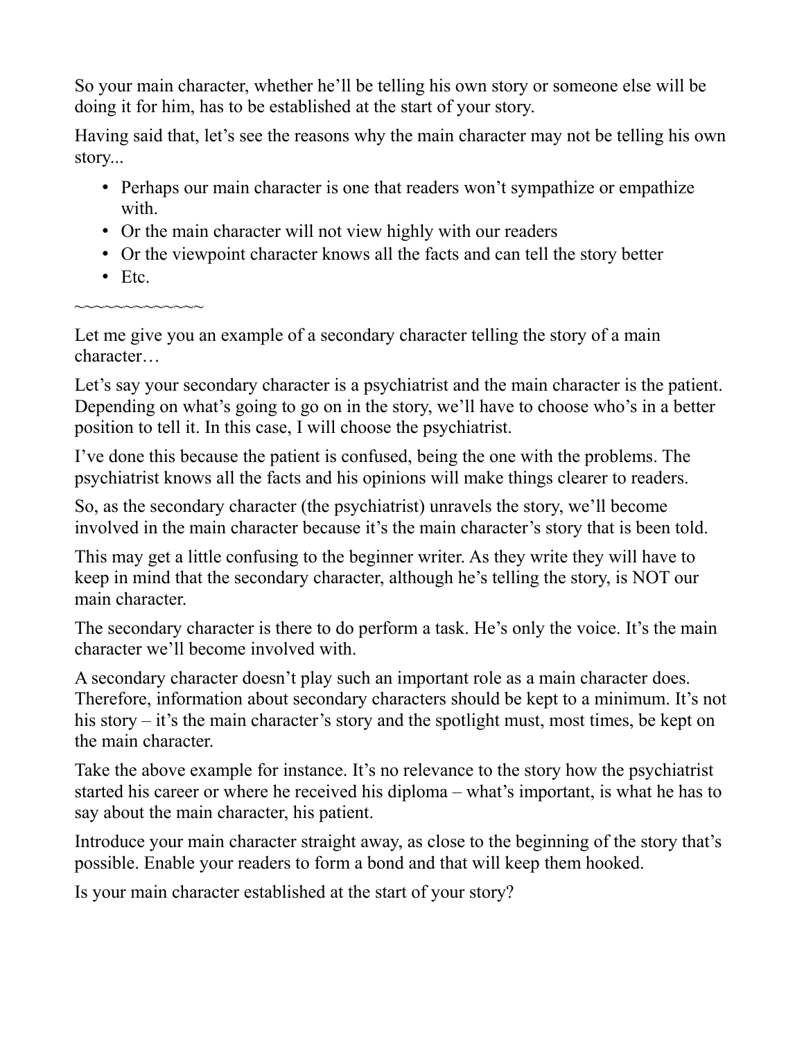So your main character, whether he'll be telling his own story or someone else will be doing it for him, has to be established at the start of your story.

Having said that, let's see the reasons why the main character may not be telling his own story...

- Perhaps our main character is one that readers won't sympathize or empathize with.
- Or the main character will not view highly with our readers
- Or the viewpoint character knows all the facts and can tell the story better
- Etc.

~~~~~~~~~~~~~

Let me give you an example of a secondary character telling the story of a main character…

Let's say your secondary character is a psychiatrist and the main character is the patient. Depending on what's going to go on in the story, we'll have to choose who's in a better position to tell it. In this case, I will choose the psychiatrist.

I've done this because the patient is confused, being the one with the problems. The psychiatrist knows all the facts and his opinions will make things clearer to readers.

So, as the secondary character (the psychiatrist) unravels the story, we'll become involved in the main character because it's the main character's story that is been told.

This may get a little confusing to the beginner writer. As they write they will have to keep in mind that the secondary character, although he's telling the story, is NOT our main character.

The secondary character is there to do perform a task. He's only the voice. It's the main character we'll become involved with.

A secondary character doesn't play such an important role as a main character does. Therefore, information about secondary characters should be kept to a minimum. It's not his story – it's the main character's story and the spotlight must, most times, be kept on the main character.

Take the above example for instance. It's no relevance to the story how the psychiatrist started his career or where he received his diploma – what's important, is what he has to say about the main character, his patient.

Introduce your main character straight away, as close to the beginning of the story that's possible. Enable your readers to form a bond and that will keep them hooked.

Is your main character established at the start of your story?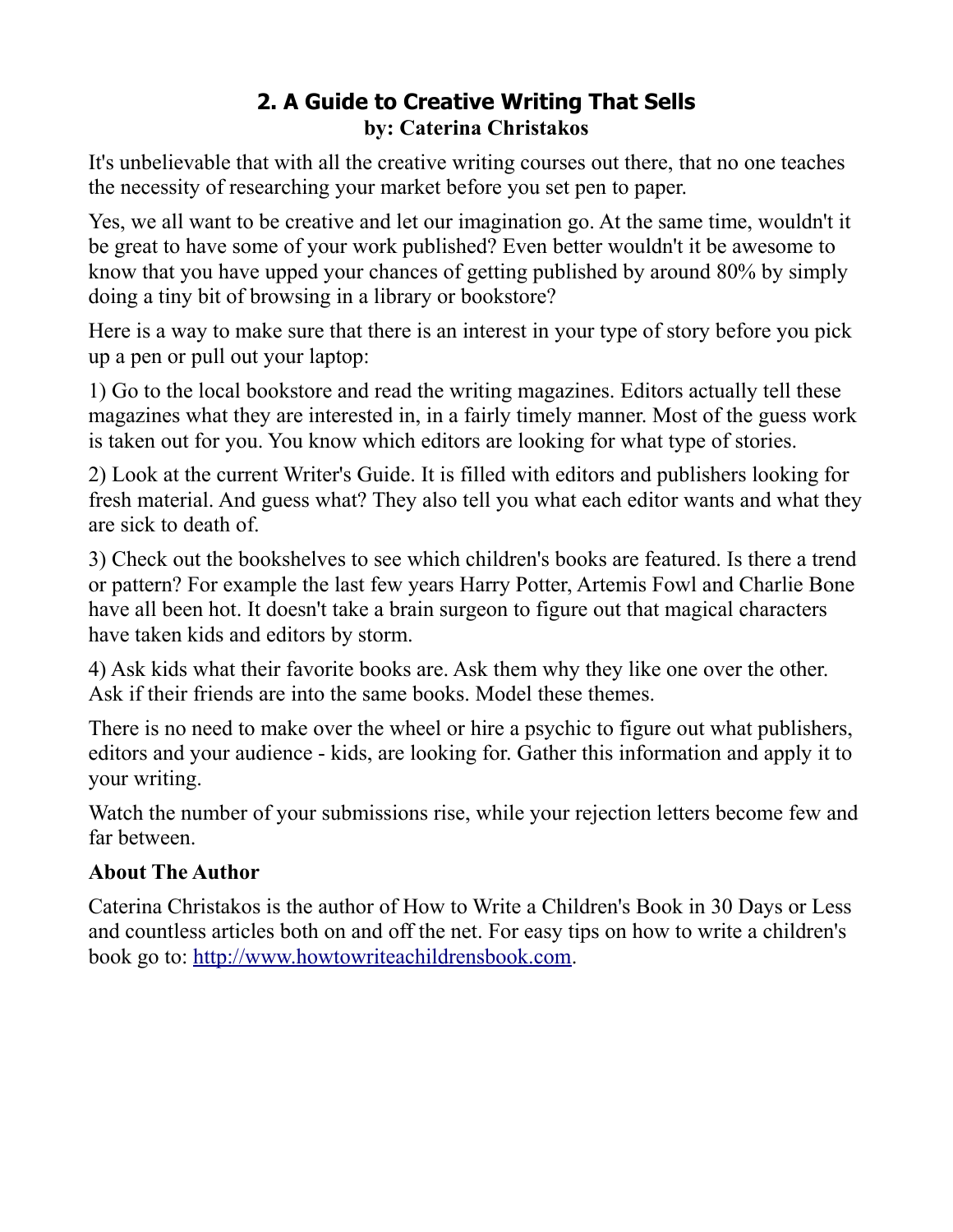## 2. A Guide to Creative Writing That Sells

**by: Caterina Christakos**

It's unbelievable that with all the creative writing courses out there, that no one teaches the necessity of researching your market before you set pen to paper.

Yes, we all want to be creative and let our imagination go. At the same time, wouldn't it be great to have some of your work published? Even better wouldn't it be awesome to know that you have upped your chances of getting published by around 80% by simply doing a tiny bit of browsing in a library or bookstore?

Here is a way to make sure that there is an interest in your type of story before you pick up a pen or pull out your laptop:

1) Go to the local bookstore and read the writing magazines. Editors actually tell these magazines what they are interested in, in a fairly timely manner. Most of the guess work is taken out for you. You know which editors are looking for what type of stories.

2) Look at the current Writer's Guide. It is filled with editors and publishers looking for fresh material. And guess what? They also tell you what each editor wants and what they are sick to death of.

3) Check out the bookshelves to see which children's books are featured. Is there a trend or pattern? For example the last few years Harry Potter, Artemis Fowl and Charlie Bone have all been hot. It doesn't take a brain surgeon to figure out that magical characters have taken kids and editors by storm.

4) Ask kids what their favorite books are. Ask them why they like one over the other. Ask if their friends are into the same books. Model these themes.

There is no need to make over the wheel or hire a psychic to figure out what publishers, editors and your audience - kids, are looking for. Gather this information and apply it to your writing.

Watch the number of your submissions rise, while your rejection letters become few and far between.

**About The Author**

Caterina Christakos is the author of How to Write a Children's Book in 30 Days or Less and countless articles both on and off the net. For easy tips on how to write a children's book go to: [http://www.howtowriteachildrensbook.com](http://www.howtowriteachildrensbook.com).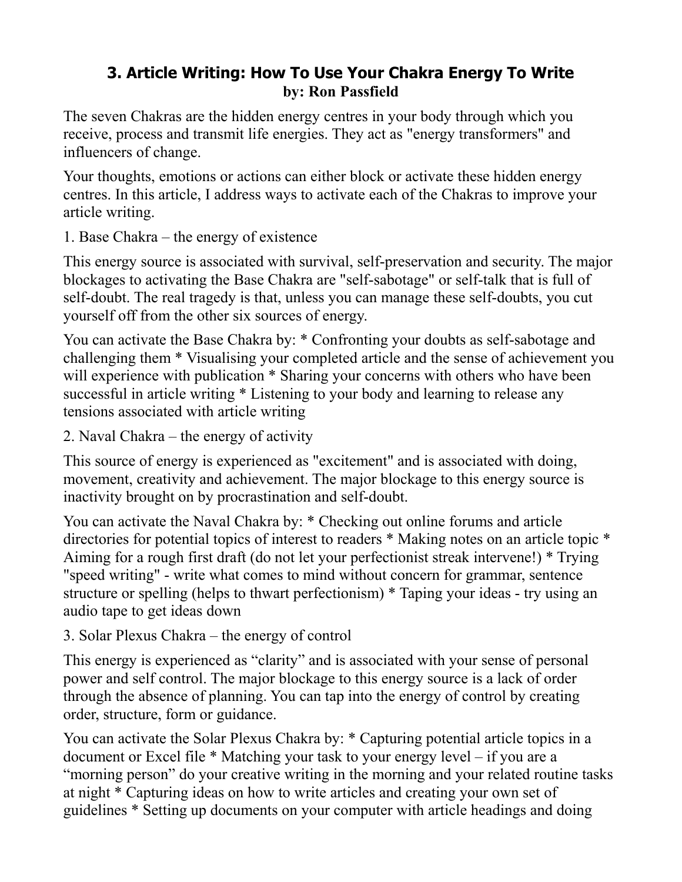## 3. Article Writing: How To Use Your Chakra Energy To Write

**by: Ron Passfield**

The seven Chakras are the hidden energy centres in your body through which you receive, process and transmit life energies. They act as "energy transformers" and influencers of change.

Your thoughts, emotions or actions can either block or activate these hidden energy centres. In this article, I address ways to activate each of the Chakras to improve your article writing.

1. Base Chakra – the energy of existence

This energy source is associated with survival, self-preservation and security. The major blockages to activating the Base Chakra are "self-sabotage" or self-talk that is full of self-doubt. The real tragedy is that, unless you can manage these self-doubts, you cut yourself off from the other six sources of energy.

You can activate the Base Chakra by: * Confronting your doubts as self-sabotage and challenging them * Visualising your completed article and the sense of achievement you will experience with publication * Sharing your concerns with others who have been successful in article writing * Listening to your body and learning to release any tensions associated with article writing

2. Naval Chakra – the energy of activity

This source of energy is experienced as "excitement" and is associated with doing, movement, creativity and achievement. The major blockage to this energy source is inactivity brought on by procrastination and self-doubt.

You can activate the Naval Chakra by: * Checking out online forums and article directories for potential topics of interest to readers * Making notes on an article topic * Aiming for a rough first draft (do not let your perfectionist streak intervene!) * Trying "speed writing" - write what comes to mind without concern for grammar, sentence structure or spelling (helps to thwart perfectionism) * Taping your ideas - try using an audio tape to get ideas down

3. Solar Plexus Chakra – the energy of control

This energy is experienced as “clarity” and is associated with your sense of personal power and self control. The major blockage to this energy source is a lack of order through the absence of planning. You can tap into the energy of control by creating order, structure, form or guidance.

You can activate the Solar Plexus Chakra by: * Capturing potential article topics in a document or Excel file * Matching your task to your energy level – if you are a “morning person” do your creative writing in the morning and your related routine tasks at night * Capturing ideas on how to write articles and creating your own set of guidelines * Setting up documents on your computer with article headings and doing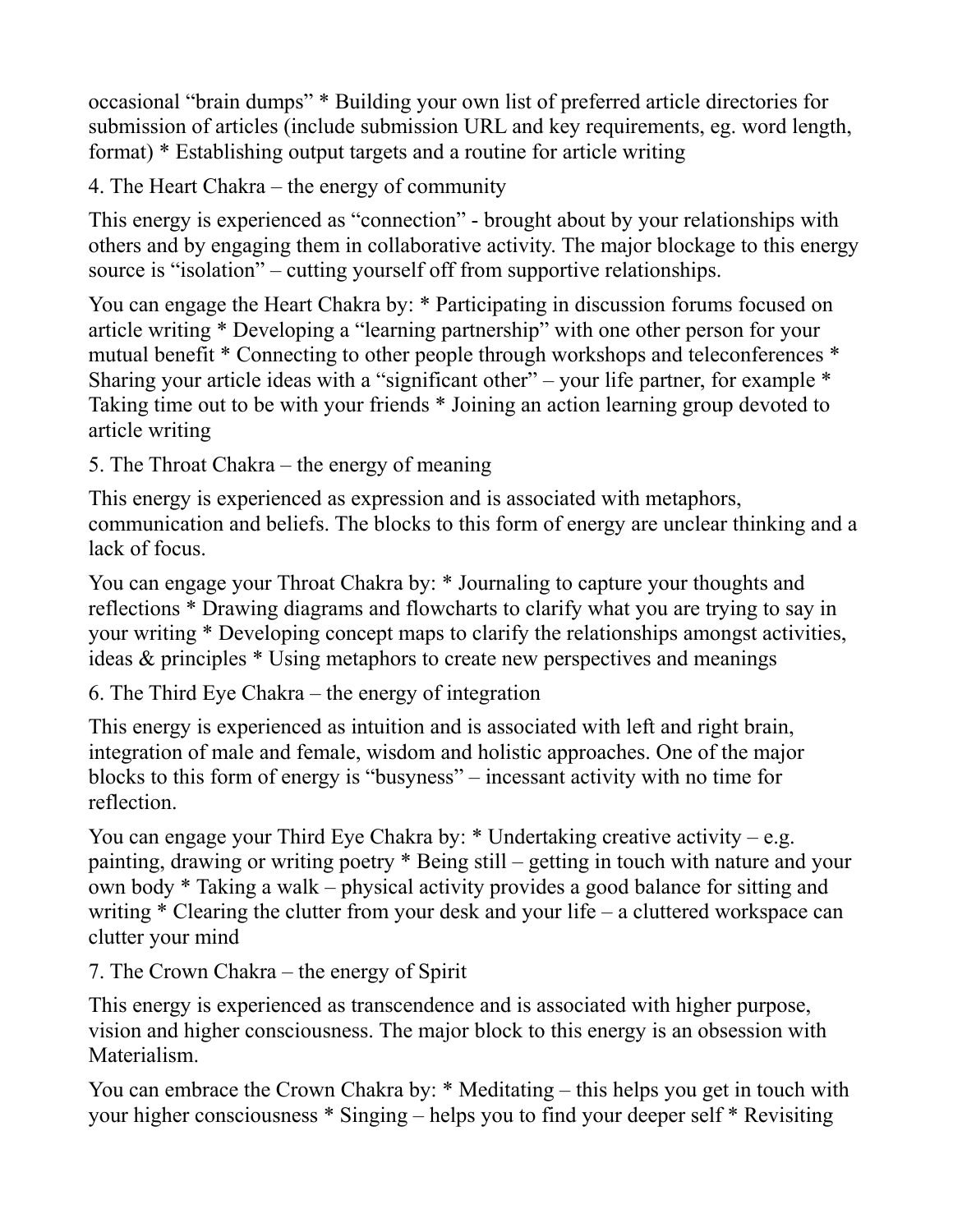occasional “brain dumps” * Building your own list of preferred article directories for submission of articles (include submission URL and key requirements, eg. word length, format) * Establishing output targets and a routine for article writing

4. The Heart Chakra – the energy of community

This energy is experienced as “connection” - brought about by your relationships with others and by engaging them in collaborative activity. The major blockage to this energy source is “isolation” – cutting yourself off from supportive relationships.

You can engage the Heart Chakra by: * Participating in discussion forums focused on article writing * Developing a “learning partnership” with one other person for your mutual benefit * Connecting to other people through workshops and teleconferences * Sharing your article ideas with a “significant other” – your life partner, for example * Taking time out to be with your friends * Joining an action learning group devoted to article writing

5. The Throat Chakra – the energy of meaning

This energy is experienced as expression and is associated with metaphors, communication and beliefs. The blocks to this form of energy are unclear thinking and a lack of focus.

You can engage your Throat Chakra by: * Journaling to capture your thoughts and reflections * Drawing diagrams and flowcharts to clarify what you are trying to say in your writing * Developing concept maps to clarify the relationships amongst activities, ideas & principles * Using metaphors to create new perspectives and meanings

6. The Third Eye Chakra – the energy of integration

This energy is experienced as intuition and is associated with left and right brain, integration of male and female, wisdom and holistic approaches. One of the major blocks to this form of energy is “busyness” – incessant activity with no time for reflection.

You can engage your Third Eye Chakra by: * Undertaking creative activity – e.g. painting, drawing or writing poetry * Being still – getting in touch with nature and your own body * Taking a walk – physical activity provides a good balance for sitting and writing * Clearing the clutter from your desk and your life – a cluttered workspace can clutter your mind

7. The Crown Chakra – the energy of Spirit

This energy is experienced as transcendence and is associated with higher purpose, vision and higher consciousness. The major block to this energy is an obsession with Materialism.

You can embrace the Crown Chakra by: * Meditating – this helps you get in touch with your higher consciousness * Singing – helps you to find your deeper self * Revisiting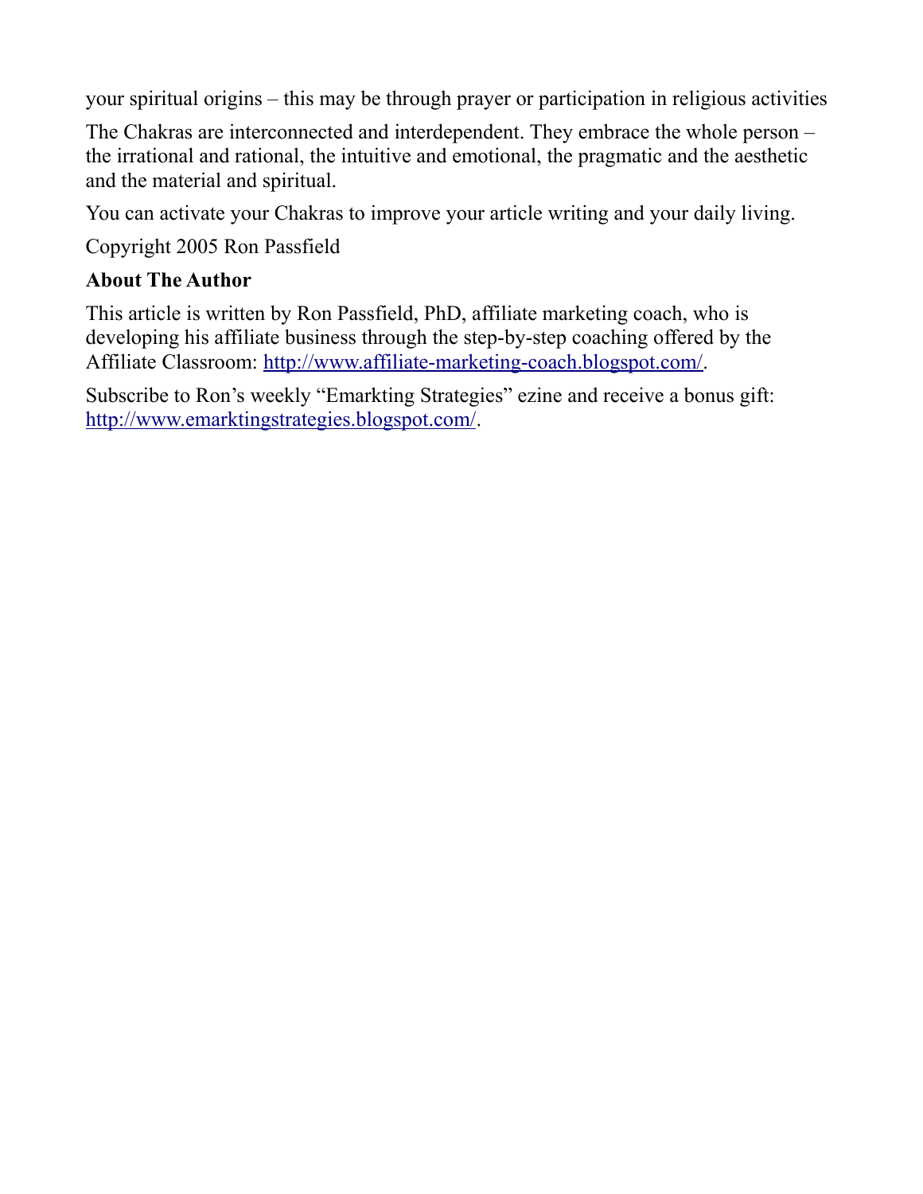your spiritual origins – this may be through prayer or participation in religious activities

The Chakras are interconnected and interdependent. They embrace the whole person – the irrational and rational, the intuitive and emotional, the pragmatic and the aesthetic and the material and spiritual.

You can activate your Chakras to improve your article writing and your daily living.

Copyright 2005 Ron Passfield

**About The Author**

This article is written by Ron Passfield, PhD, affiliate marketing coach, who is developing his affiliate business through the step-by-step coaching offered by the Affiliate Classroom: http://www.affiliate-marketing-coach.blogspot.com/.

Subscribe to Ron's weekly "Emarkting Strategies" ezine and receive a bonus gift: http://www.emarktingstrategies.blogspot.com/.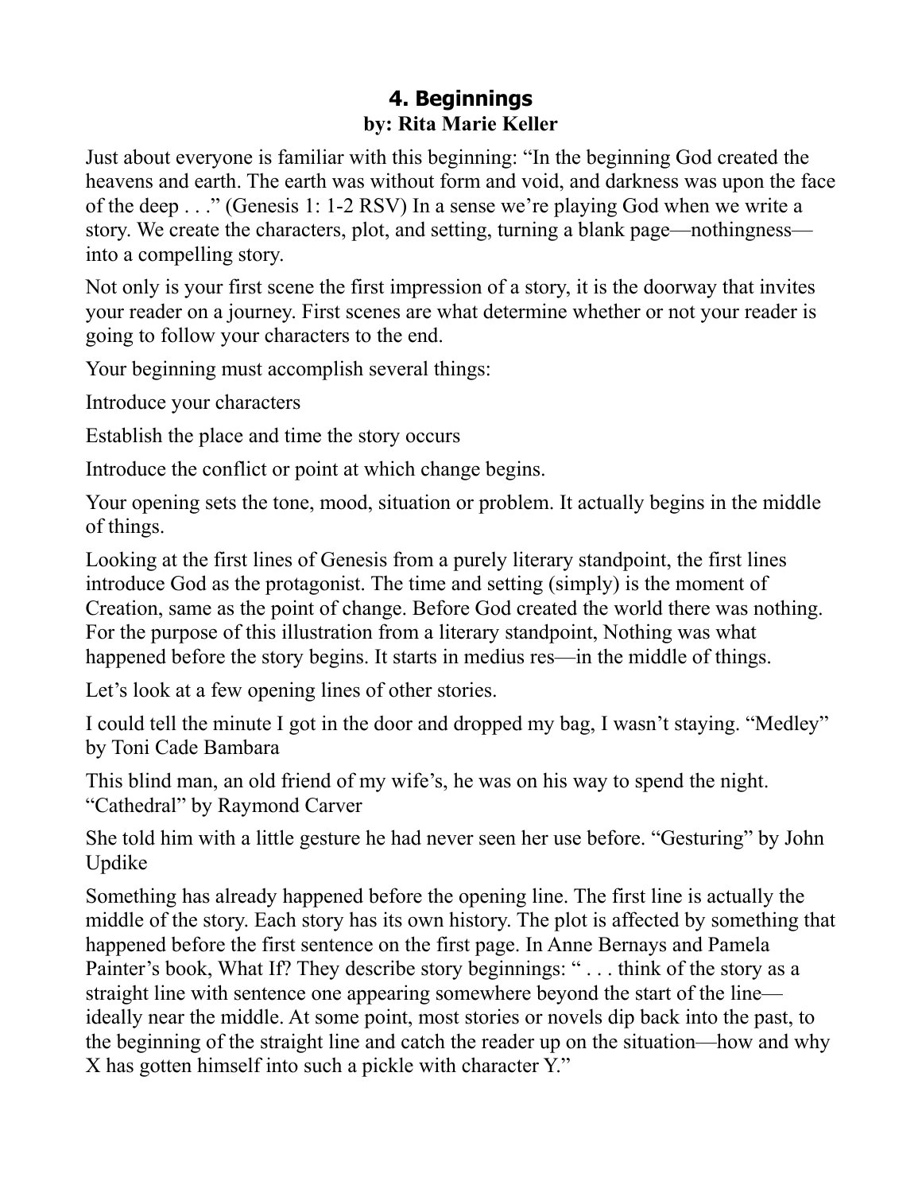# 4. Beginnings

**by: Rita Marie Keller**

Just about everyone is familiar with this beginning: "In the beginning God created the heavens and earth. The earth was without form and void, and darkness was upon the face of the deep . . ." (Genesis 1: 1-2 RSV) In a sense we're playing God when we write a story. We create the characters, plot, and setting, turning a blank page—nothingness—into a compelling story.

Not only is your first scene the first impression of a story, it is the doorway that invites your reader on a journey. First scenes are what determine whether or not your reader is going to follow your characters to the end.

Your beginning must accomplish several things:

Introduce your characters

Establish the place and time the story occurs

Introduce the conflict or point at which change begins.

Your opening sets the tone, mood, situation or problem. It actually begins in the middle of things.

Looking at the first lines of Genesis from a purely literary standpoint, the first lines introduce God as the protagonist. The time and setting (simply) is the moment of Creation, same as the point of change. Before God created the world there was nothing. For the purpose of this illustration from a literary standpoint, Nothing was what happened before the story begins. It starts in medius res—in the middle of things.

Let's look at a few opening lines of other stories.

I could tell the minute I got in the door and dropped my bag, I wasn't staying. "Medley" by Toni Cade Bambara

This blind man, an old friend of my wife's, he was on his way to spend the night. "Cathedral" by Raymond Carver

She told him with a little gesture he had never seen her use before. "Gesturing" by John Updike

Something has already happened before the opening line. The first line is actually the middle of the story. Each story has its own history. The plot is affected by something that happened before the first sentence on the first page. In Anne Bernays and Pamela Painter's book, What If? They describe story beginnings: " . . . think of the story as a straight line with sentence one appearing somewhere beyond the start of the line—ideally near the middle. At some point, most stories or novels dip back into the past, to the beginning of the straight line and catch the reader up on the situation—how and why X has gotten himself into such a pickle with character Y."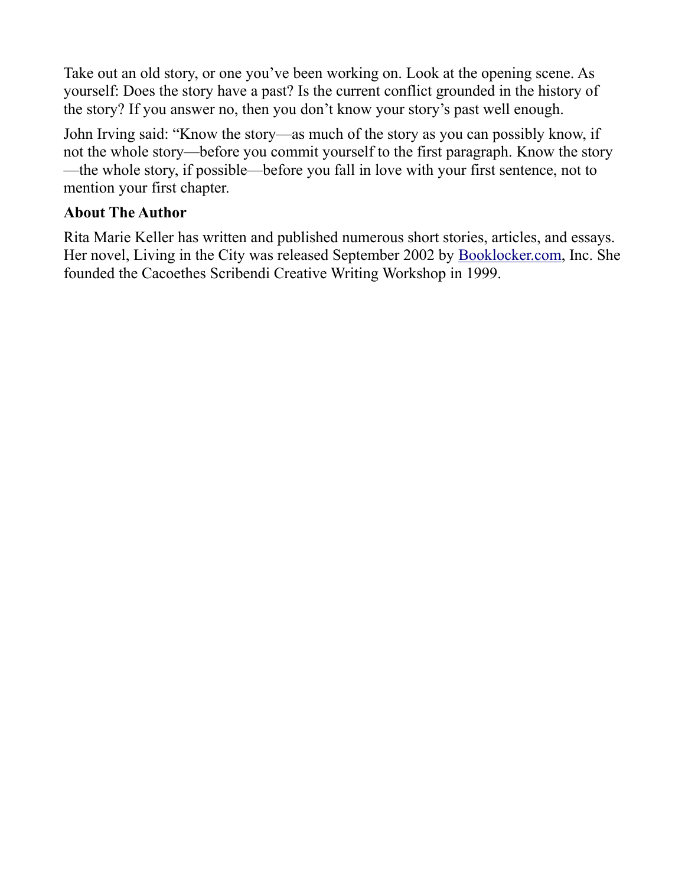Take out an old story, or one you've been working on. Look at the opening scene. As yourself: Does the story have a past? Is the current conflict grounded in the history of the story? If you answer no, then you don't know your story's past well enough.

John Irving said: "Know the story—as much of the story as you can possibly know, if not the whole story—before you commit yourself to the first paragraph. Know the story—the whole story, if possible—before you fall in love with your first sentence, not to mention your first chapter.

**About The Author**

Rita Marie Keller has written and published numerous short stories, articles, and essays. Her novel, Living in the City was released September 2002 by Booklocker.com, Inc. She founded the Cacoethes Scribendi Creative Writing Workshop in 1999.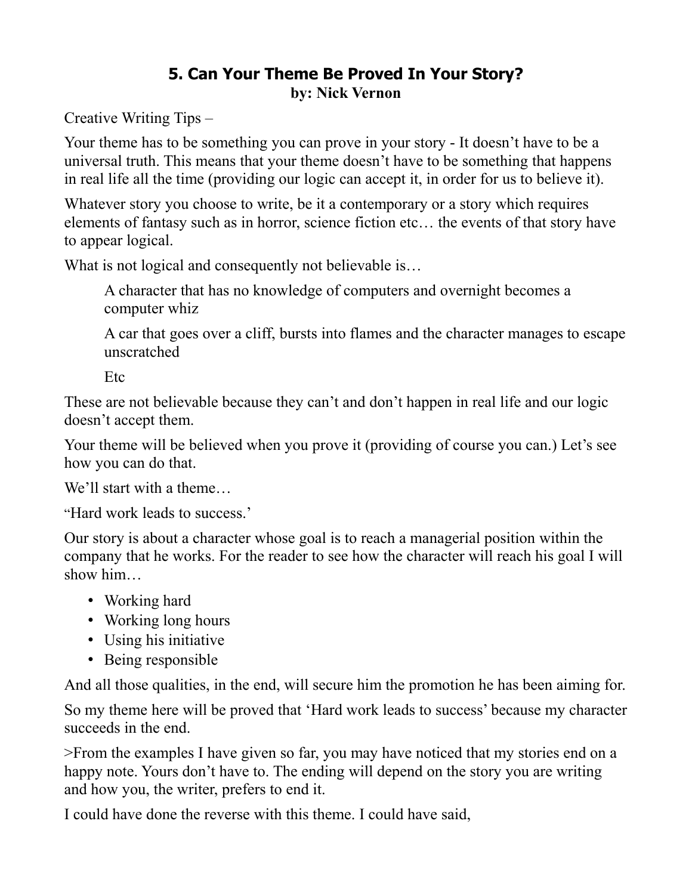## 5. Can Your Theme Be Proved In Your Story?

**by: Nick Vernon**

Creative Writing Tips –

Your theme has to be something you can prove in your story - It doesn't have to be a universal truth. This means that your theme doesn't have to be something that happens in real life all the time (providing our logic can accept it, in order for us to believe it).

Whatever story you choose to write, be it a contemporary or a story which requires elements of fantasy such as in horror, science fiction etc… the events of that story have to appear logical.

What is not logical and consequently not believable is…

> A character that has no knowledge of computers and overnight becomes a computer whiz
>
> A car that goes over a cliff, bursts into flames and the character manages to escape unscratched
>
> Etc

These are not believable because they can't and don't happen in real life and our logic doesn't accept them.

Your theme will be believed when you prove it (providing of course you can.) Let's see how you can do that.

We'll start with a theme…

"Hard work leads to success.'

Our story is about a character whose goal is to reach a managerial position within the company that he works. For the reader to see how the character will reach his goal I will show him…

- Working hard
- Working long hours
- Using his initiative
- Being responsible

And all those qualities, in the end, will secure him the promotion he has been aiming for.

So my theme here will be proved that 'Hard work leads to success' because my character succeeds in the end.

>From the examples I have given so far, you may have noticed that my stories end on a happy note. Yours don't have to. The ending will depend on the story you are writing and how you, the writer, prefers to end it.

I could have done the reverse with this theme. I could have said,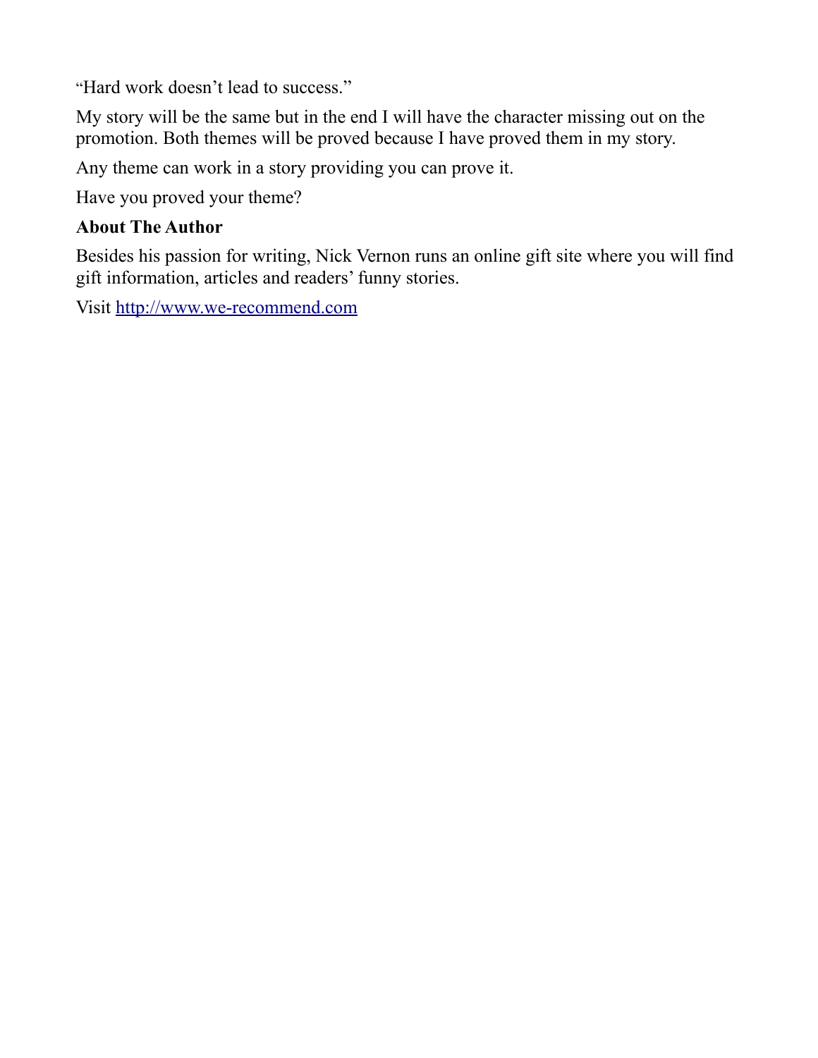"Hard work doesn't lead to success."

My story will be the same but in the end I will have the character missing out on the promotion. Both themes will be proved because I have proved them in my story.

Any theme can work in a story providing you can prove it.

Have you proved your theme?

**About The Author**

Besides his passion for writing, Nick Vernon runs an online gift site where you will find gift information, articles and readers' funny stories.

Visit [http://www.we-recommend.com](http://www.we-recommend.com)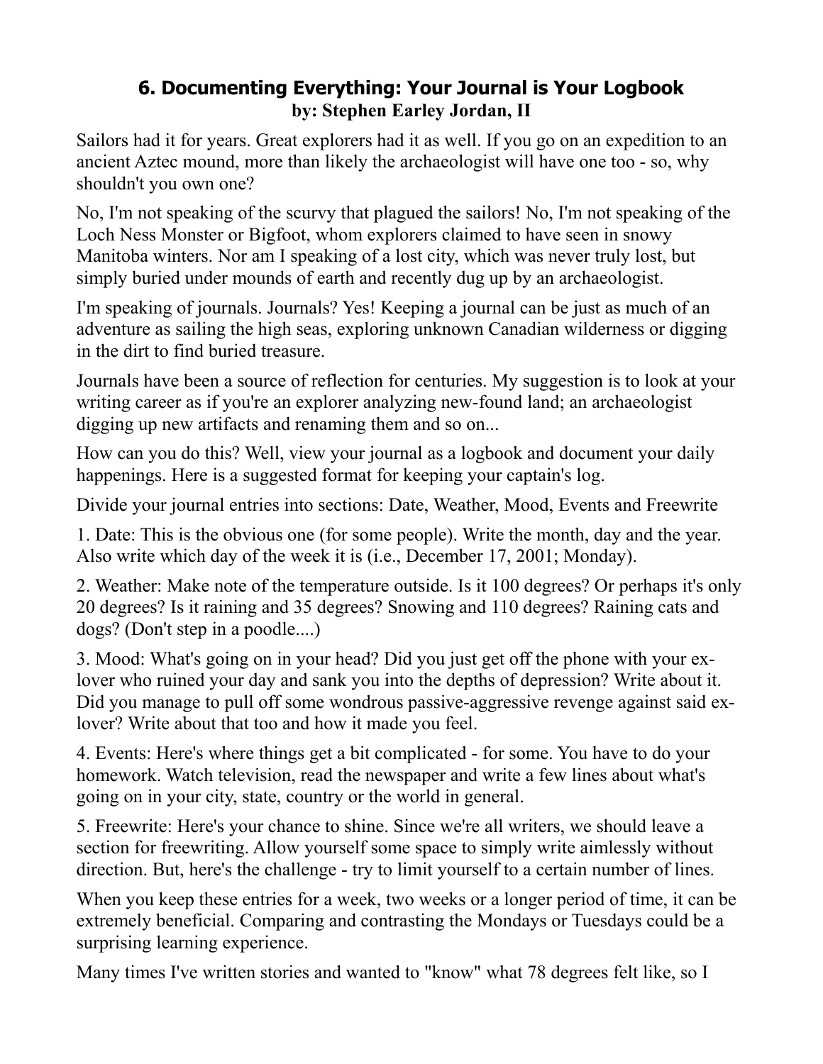## 6. Documenting Everything: Your Journal is Your Logbook

**by: Stephen Earley Jordan, II**

Sailors had it for years. Great explorers had it as well. If you go on an expedition to an ancient Aztec mound, more than likely the archaeologist will have one too - so, why shouldn't you own one?

No, I'm not speaking of the scurvy that plagued the sailors! No, I'm not speaking of the Loch Ness Monster or Bigfoot, whom explorers claimed to have seen in snowy Manitoba winters. Nor am I speaking of a lost city, which was never truly lost, but simply buried under mounds of earth and recently dug up by an archaeologist.

I'm speaking of journals. Journals? Yes! Keeping a journal can be just as much of an adventure as sailing the high seas, exploring unknown Canadian wilderness or digging in the dirt to find buried treasure.

Journals have been a source of reflection for centuries. My suggestion is to look at your writing career as if you're an explorer analyzing new-found land; an archaeologist digging up new artifacts and renaming them and so on...

How can you do this? Well, view your journal as a logbook and document your daily happenings. Here is a suggested format for keeping your captain's log.

Divide your journal entries into sections: Date, Weather, Mood, Events and Freewrite

1. Date: This is the obvious one (for some people). Write the month, day and the year. Also write which day of the week it is (i.e., December 17, 2001; Monday).

2. Weather: Make note of the temperature outside. Is it 100 degrees? Or perhaps it's only 20 degrees? Is it raining and 35 degrees? Snowing and 110 degrees? Raining cats and dogs? (Don't step in a poodle....)

3. Mood: What's going on in your head? Did you just get off the phone with your ex-lover who ruined your day and sank you into the depths of depression? Write about it. Did you manage to pull off some wondrous passive-aggressive revenge against said ex-lover? Write about that too and how it made you feel.

4. Events: Here's where things get a bit complicated - for some. You have to do your homework. Watch television, read the newspaper and write a few lines about what's going on in your city, state, country or the world in general.

5. Freewrite: Here's your chance to shine. Since we're all writers, we should leave a section for freewriting. Allow yourself some space to simply write aimlessly without direction. But, here's the challenge - try to limit yourself to a certain number of lines.

When you keep these entries for a week, two weeks or a longer period of time, it can be extremely beneficial. Comparing and contrasting the Mondays or Tuesdays could be a surprising learning experience.

Many times I've written stories and wanted to "know" what 78 degrees felt like, so I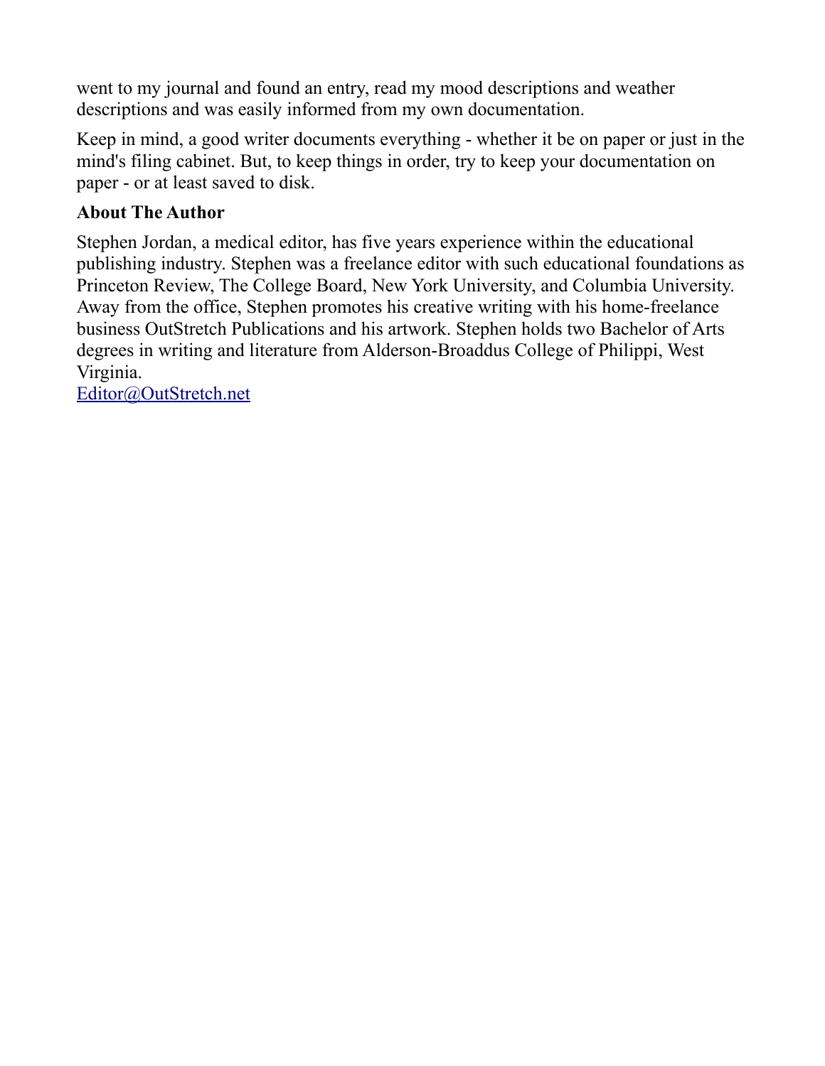went to my journal and found an entry, read my mood descriptions and weather descriptions and was easily informed from my own documentation.

Keep in mind, a good writer documents everything - whether it be on paper or just in the mind's filing cabinet. But, to keep things in order, try to keep your documentation on paper - or at least saved to disk.

**About The Author**

Stephen Jordan, a medical editor, has five years experience within the educational publishing industry. Stephen was a freelance editor with such educational foundations as Princeton Review, The College Board, New York University, and Columbia University. Away from the office, Stephen promotes his creative writing with his home-freelance business OutStretch Publications and his artwork. Stephen holds two Bachelor of Arts degrees in writing and literature from Alderson-Broaddus College of Philippi, West Virginia.
Editor@OutStretch.net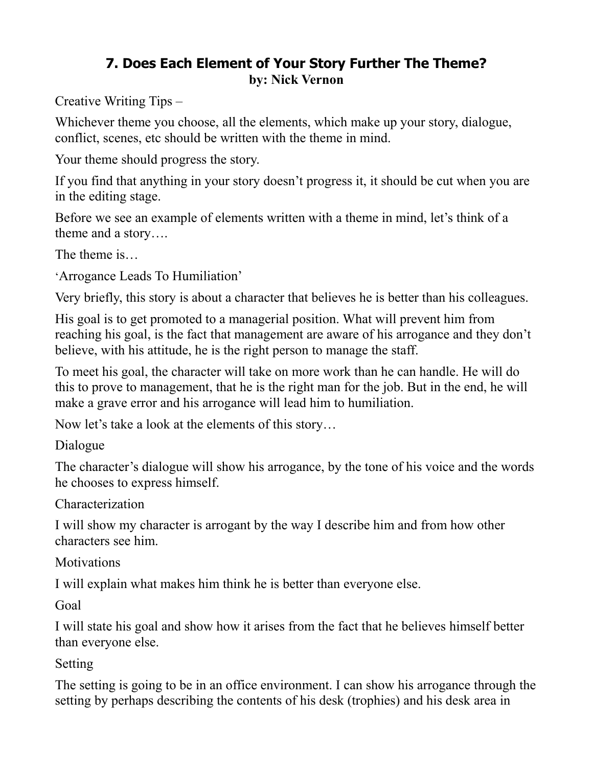## 7. Does Each Element of Your Story Further The Theme?

**by: Nick Vernon**

Creative Writing Tips –

Whichever theme you choose, all the elements, which make up your story, dialogue, conflict, scenes, etc should be written with the theme in mind.

Your theme should progress the story.

If you find that anything in your story doesn't progress it, it should be cut when you are in the editing stage.

Before we see an example of elements written with a theme in mind, let's think of a theme and a story….

The theme is…

'Arrogance Leads To Humiliation'

Very briefly, this story is about a character that believes he is better than his colleagues.

His goal is to get promoted to a managerial position. What will prevent him from reaching his goal, is the fact that management are aware of his arrogance and they don't believe, with his attitude, he is the right person to manage the staff.

To meet his goal, the character will take on more work than he can handle. He will do this to prove to management, that he is the right man for the job. But in the end, he will make a grave error and his arrogance will lead him to humiliation.

Now let's take a look at the elements of this story…

Dialogue

The character's dialogue will show his arrogance, by the tone of his voice and the words he chooses to express himself.

Characterization

I will show my character is arrogant by the way I describe him and from how other characters see him.

Motivations

I will explain what makes him think he is better than everyone else.

Goal

I will state his goal and show how it arises from the fact that he believes himself better than everyone else.

Setting

The setting is going to be in an office environment. I can show his arrogance through the setting by perhaps describing the contents of his desk (trophies) and his desk area in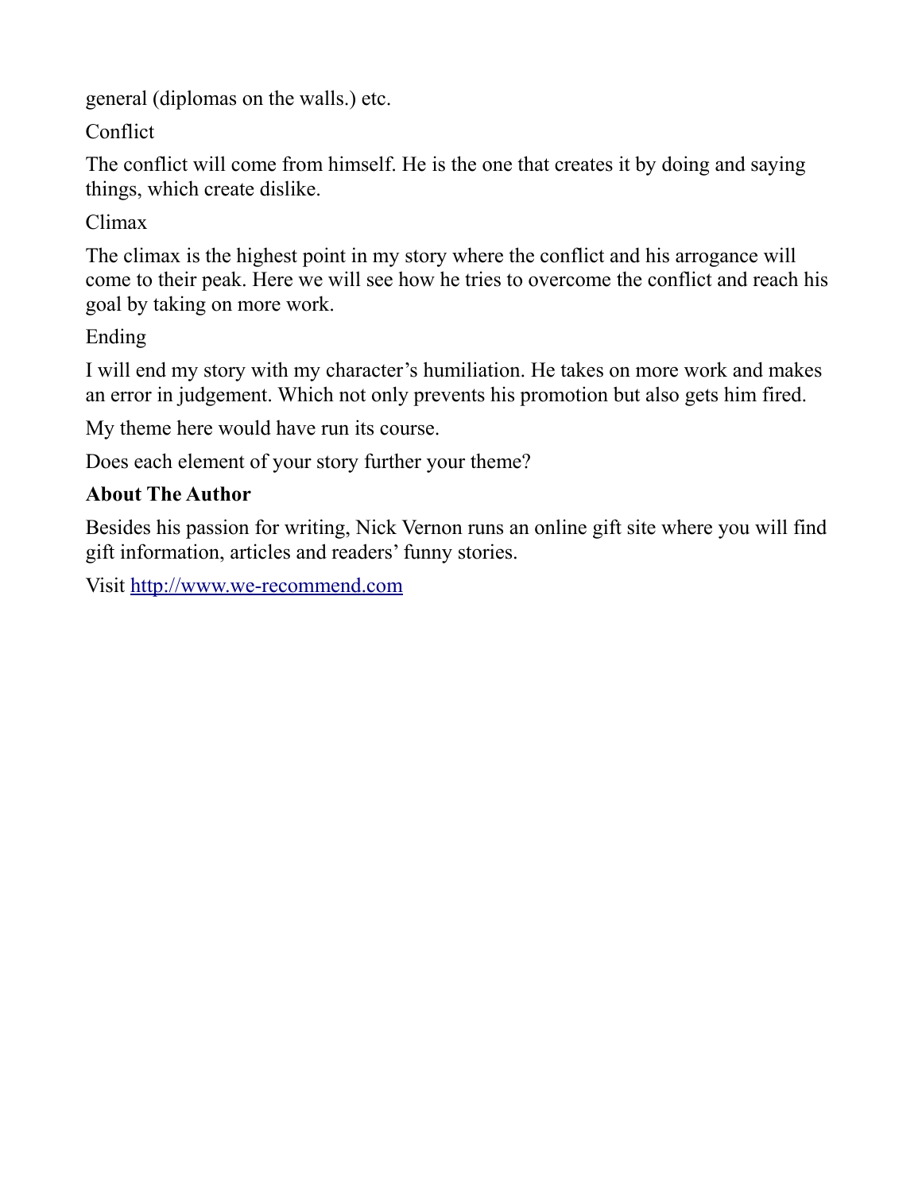general (diplomas on the walls.) etc.

Conflict

The conflict will come from himself. He is the one that creates it by doing and saying things, which create dislike.

Climax

The climax is the highest point in my story where the conflict and his arrogance will come to their peak. Here we will see how he tries to overcome the conflict and reach his goal by taking on more work.

Ending

I will end my story with my character's humiliation. He takes on more work and makes an error in judgement. Which not only prevents his promotion but also gets him fired.

My theme here would have run its course.

Does each element of your story further your theme?

**About The Author**

Besides his passion for writing, Nick Vernon runs an online gift site where you will find gift information, articles and readers' funny stories.

Visit [http://www.we-recommend.com](http://www.we-recommend.com)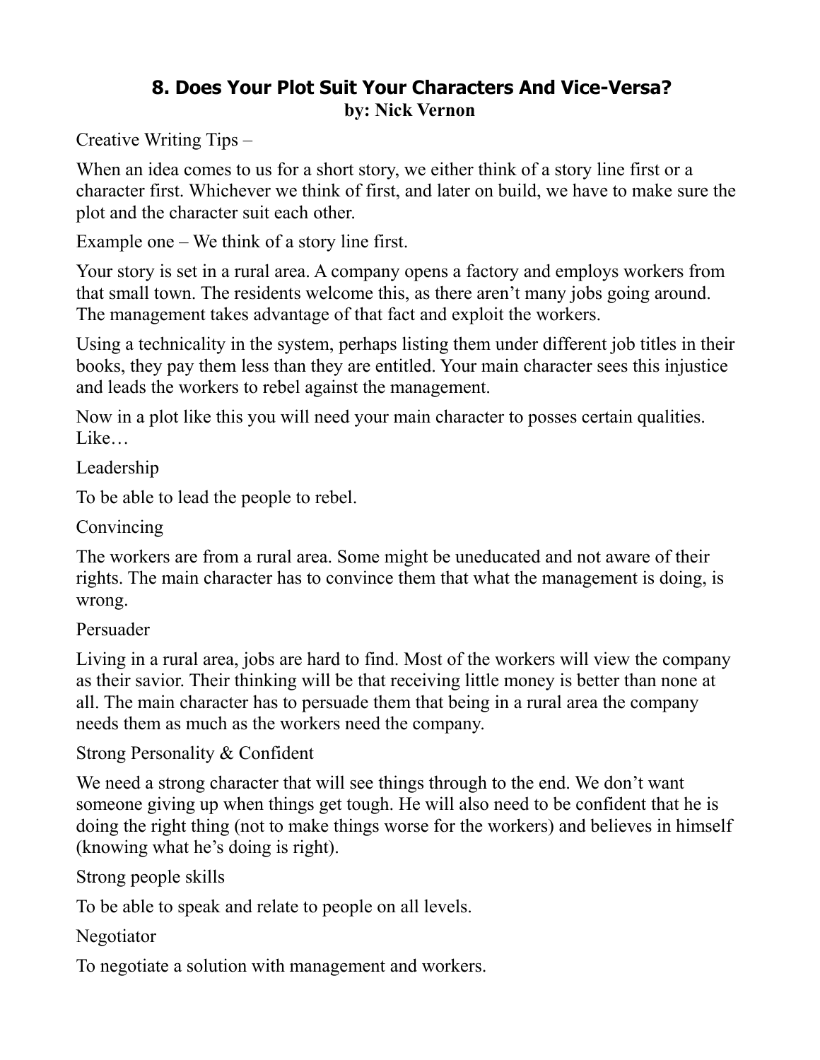## 8. Does Your Plot Suit Your Characters And Vice-Versa?

**by: Nick Vernon**

Creative Writing Tips –

When an idea comes to us for a short story, we either think of a story line first or a character first. Whichever we think of first, and later on build, we have to make sure the plot and the character suit each other.

Example one – We think of a story line first.

Your story is set in a rural area. A company opens a factory and employs workers from that small town. The residents welcome this, as there aren't many jobs going around. The management takes advantage of that fact and exploit the workers.

Using a technicality in the system, perhaps listing them under different job titles in their books, they pay them less than they are entitled. Your main character sees this injustice and leads the workers to rebel against the management.

Now in a plot like this you will need your main character to posses certain qualities. Like…

Leadership

To be able to lead the people to rebel.

Convincing

The workers are from a rural area. Some might be uneducated and not aware of their rights. The main character has to convince them that what the management is doing, is wrong.

Persuader

Living in a rural area, jobs are hard to find. Most of the workers will view the company as their savior. Their thinking will be that receiving little money is better than none at all. The main character has to persuade them that being in a rural area the company needs them as much as the workers need the company.

Strong Personality & Confident

We need a strong character that will see things through to the end. We don't want someone giving up when things get tough. He will also need to be confident that he is doing the right thing (not to make things worse for the workers) and believes in himself (knowing what he's doing is right).

Strong people skills

To be able to speak and relate to people on all levels.

Negotiator

To negotiate a solution with management and workers.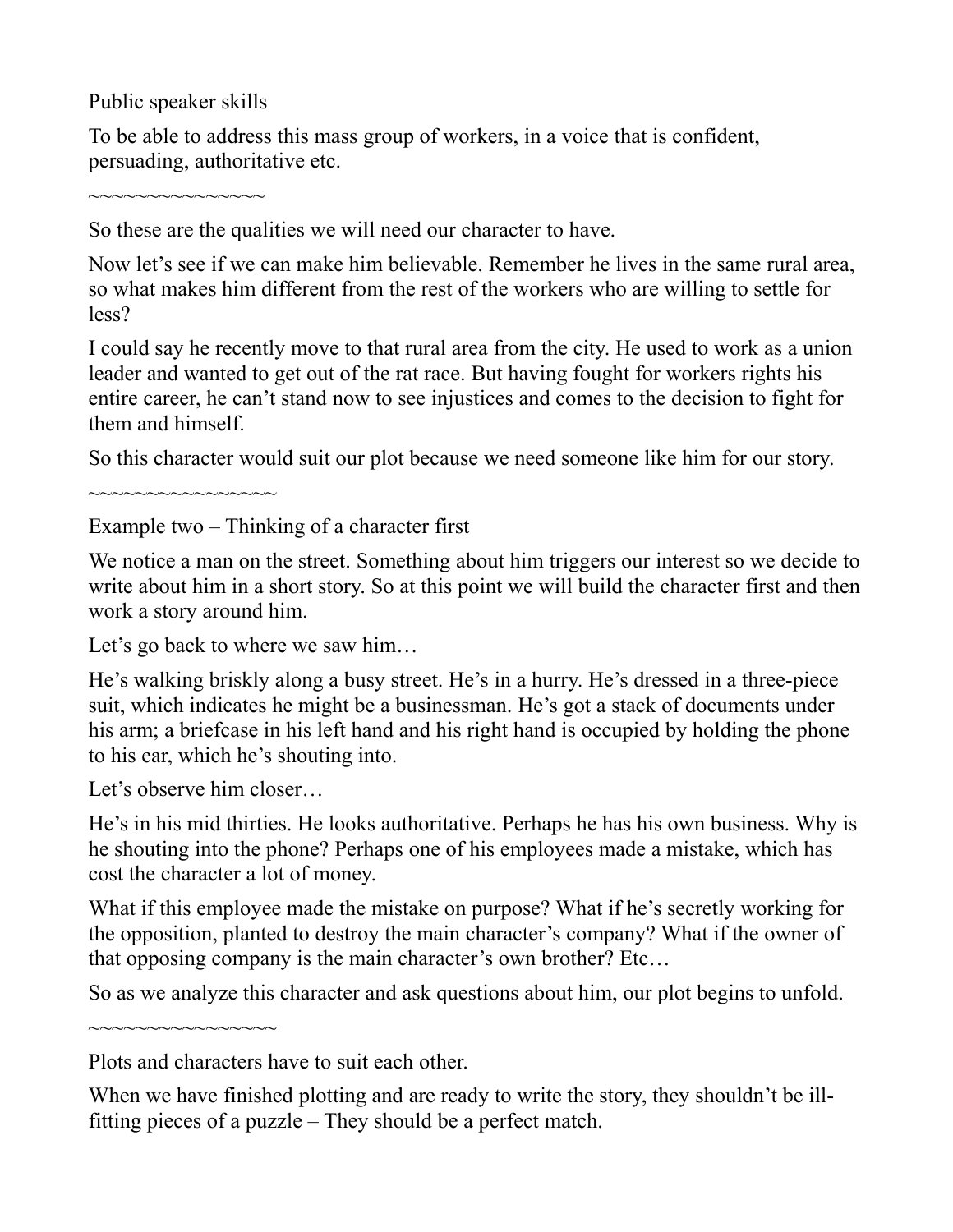Public speaker skills

To be able to address this mass group of workers, in a voice that is confident, persuading, authoritative etc.

~~~~~~~~~~~~~~~~

So these are the qualities we will need our character to have.

Now let's see if we can make him believable. Remember he lives in the same rural area, so what makes him different from the rest of the workers who are willing to settle for less?

I could say he recently move to that rural area from the city. He used to work as a union leader and wanted to get out of the rat race. But having fought for workers rights his entire career, he can't stand now to see injustices and comes to the decision to fight for them and himself.

So this character would suit our plot because we need someone like him for our story.

~~~~~~~~~~~~~~~~~

Example two – Thinking of a character first

We notice a man on the street. Something about him triggers our interest so we decide to write about him in a short story. So at this point we will build the character first and then work a story around him.

Let's go back to where we saw him…

He's walking briskly along a busy street. He's in a hurry. He's dressed in a three-piece suit, which indicates he might be a businessman. He's got a stack of documents under his arm; a briefcase in his left hand and his right hand is occupied by holding the phone to his ear, which he's shouting into.

Let's observe him closer…

He's in his mid thirties. He looks authoritative. Perhaps he has his own business. Why is he shouting into the phone? Perhaps one of his employees made a mistake, which has cost the character a lot of money.

What if this employee made the mistake on purpose? What if he's secretly working for the opposition, planted to destroy the main character's company? What if the owner of that opposing company is the main character's own brother? Etc…

So as we analyze this character and ask questions about him, our plot begins to unfold.

~~~~~~~~~~~~~~~~~

Plots and characters have to suit each other.

When we have finished plotting and are ready to write the story, they shouldn't be ill-fitting pieces of a puzzle – They should be a perfect match.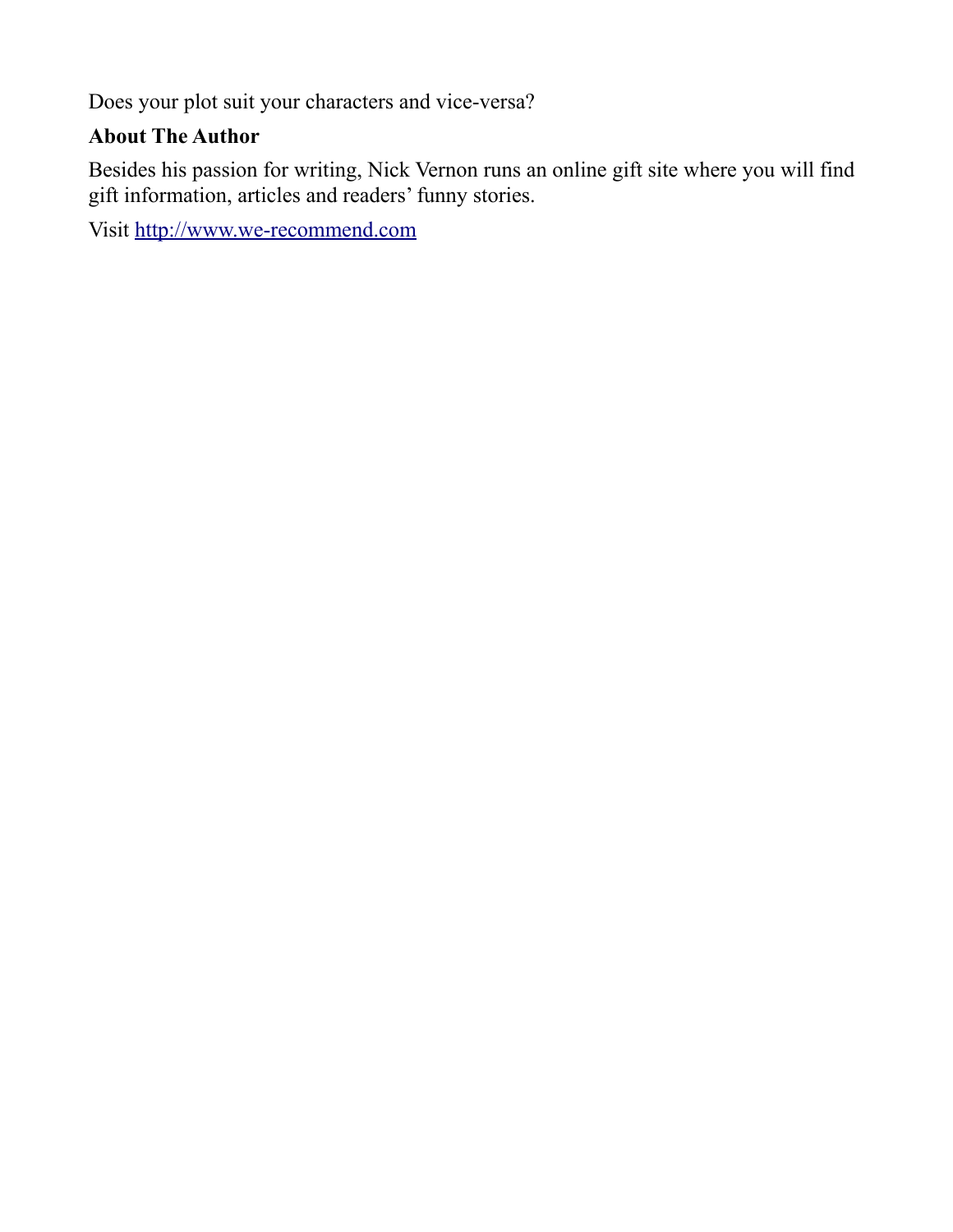Does your plot suit your characters and vice-versa?

**About The Author**

Besides his passion for writing, Nick Vernon runs an online gift site where you will find gift information, articles and readers' funny stories.

Visit [http://www.we-recommend.com](http://www.we-recommend.com)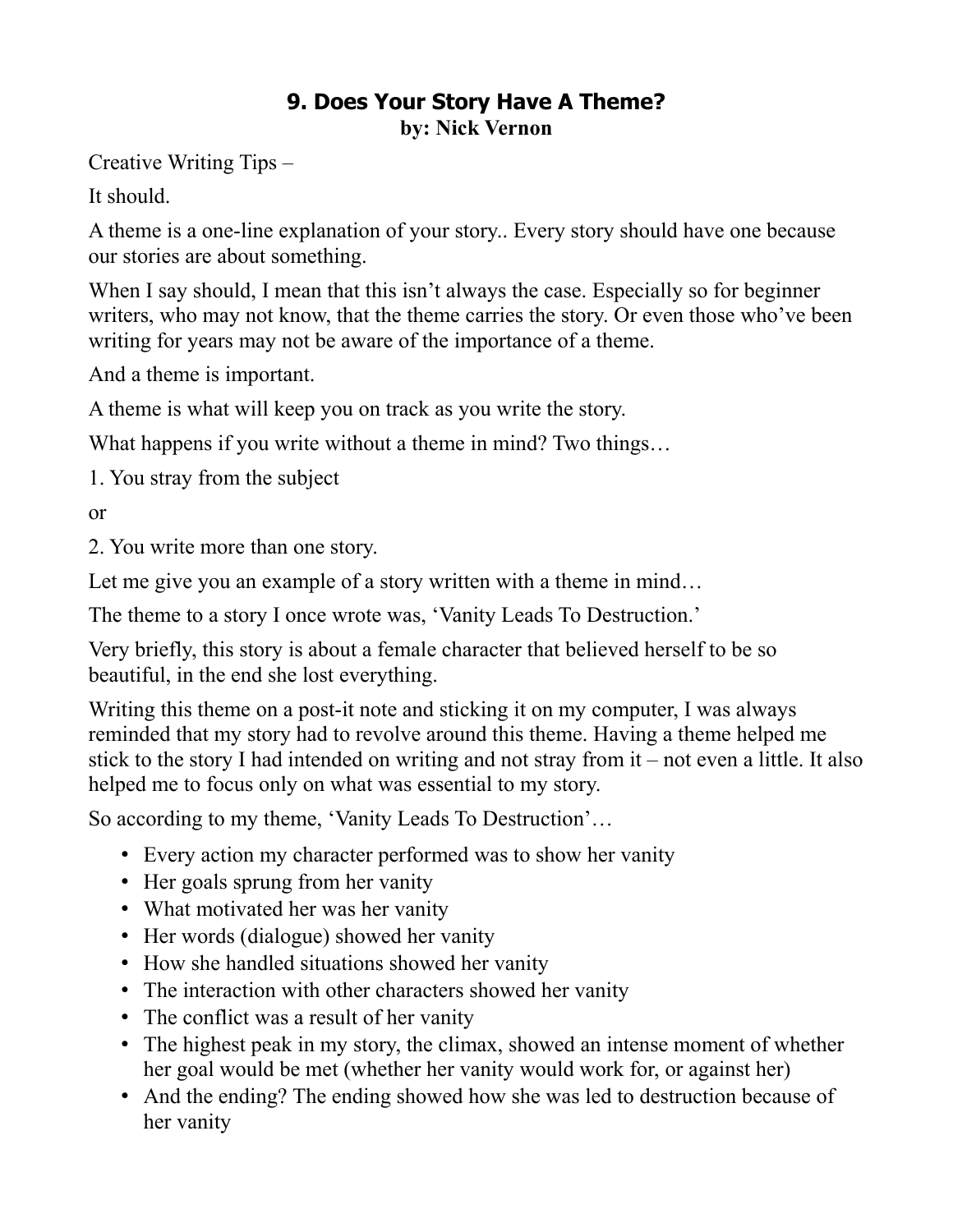## 9. Does Your Story Have A Theme?

**by: Nick Vernon**

Creative Writing Tips –

It should.

A theme is a one-line explanation of your story.. Every story should have one because our stories are about something.

When I say should, I mean that this isn't always the case. Especially so for beginner writers, who may not know, that the theme carries the story. Or even those who've been writing for years may not be aware of the importance of a theme.

And a theme is important.

A theme is what will keep you on track as you write the story.

What happens if you write without a theme in mind? Two things…

1. You stray from the subject

or

2. You write more than one story.

Let me give you an example of a story written with a theme in mind…

The theme to a story I once wrote was, 'Vanity Leads To Destruction.'

Very briefly, this story is about a female character that believed herself to be so beautiful, in the end she lost everything.

Writing this theme on a post-it note and sticking it on my computer, I was always reminded that my story had to revolve around this theme. Having a theme helped me stick to the story I had intended on writing and not stray from it – not even a little. It also helped me to focus only on what was essential to my story.

So according to my theme, 'Vanity Leads To Destruction'…

- Every action my character performed was to show her vanity
- Her goals sprung from her vanity
- What motivated her was her vanity
- Her words (dialogue) showed her vanity
- How she handled situations showed her vanity
- The interaction with other characters showed her vanity
- The conflict was a result of her vanity
- The highest peak in my story, the climax, showed an intense moment of whether her goal would be met (whether her vanity would work for, or against her)
- And the ending? The ending showed how she was led to destruction because of her vanity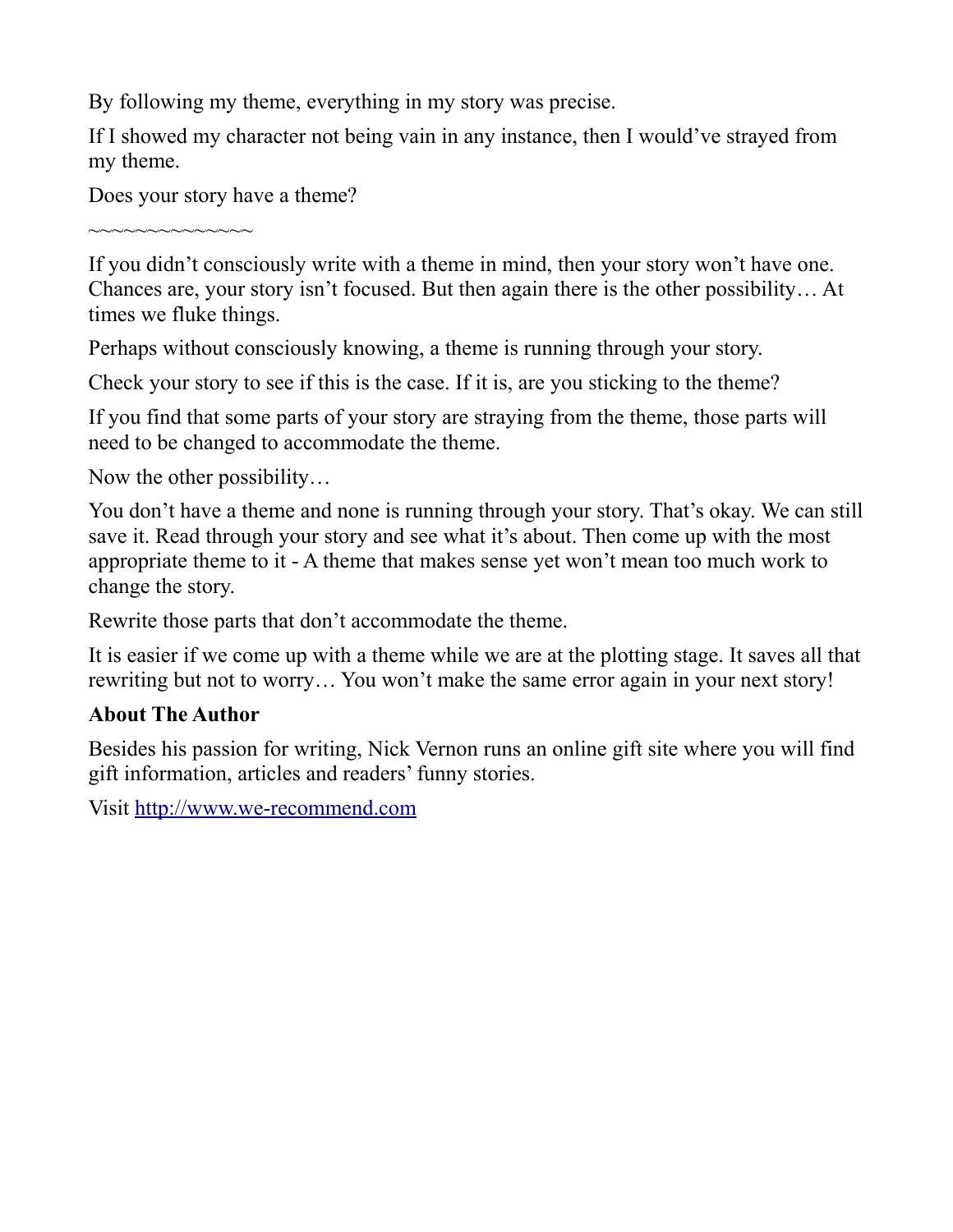By following my theme, everything in my story was precise.

If I showed my character not being vain in any instance, then I would've strayed from my theme.

Does your story have a theme?

~~~~~~~~~~~~~~

If you didn't consciously write with a theme in mind, then your story won't have one. Chances are, your story isn't focused. But then again there is the other possibility… At times we fluke things.

Perhaps without consciously knowing, a theme is running through your story.

Check your story to see if this is the case. If it is, are you sticking to the theme?

If you find that some parts of your story are straying from the theme, those parts will need to be changed to accommodate the theme.

Now the other possibility…

You don't have a theme and none is running through your story. That's okay. We can still save it. Read through your story and see what it's about. Then come up with the most appropriate theme to it - A theme that makes sense yet won't mean too much work to change the story.

Rewrite those parts that don't accommodate the theme.

It is easier if we come up with a theme while we are at the plotting stage. It saves all that rewriting but not to worry… You won't make the same error again in your next story!

**About The Author**

Besides his passion for writing, Nick Vernon runs an online gift site where you will find gift information, articles and readers' funny stories.

Visit [http://www.we-recommend.com](http://www.we-recommend.com)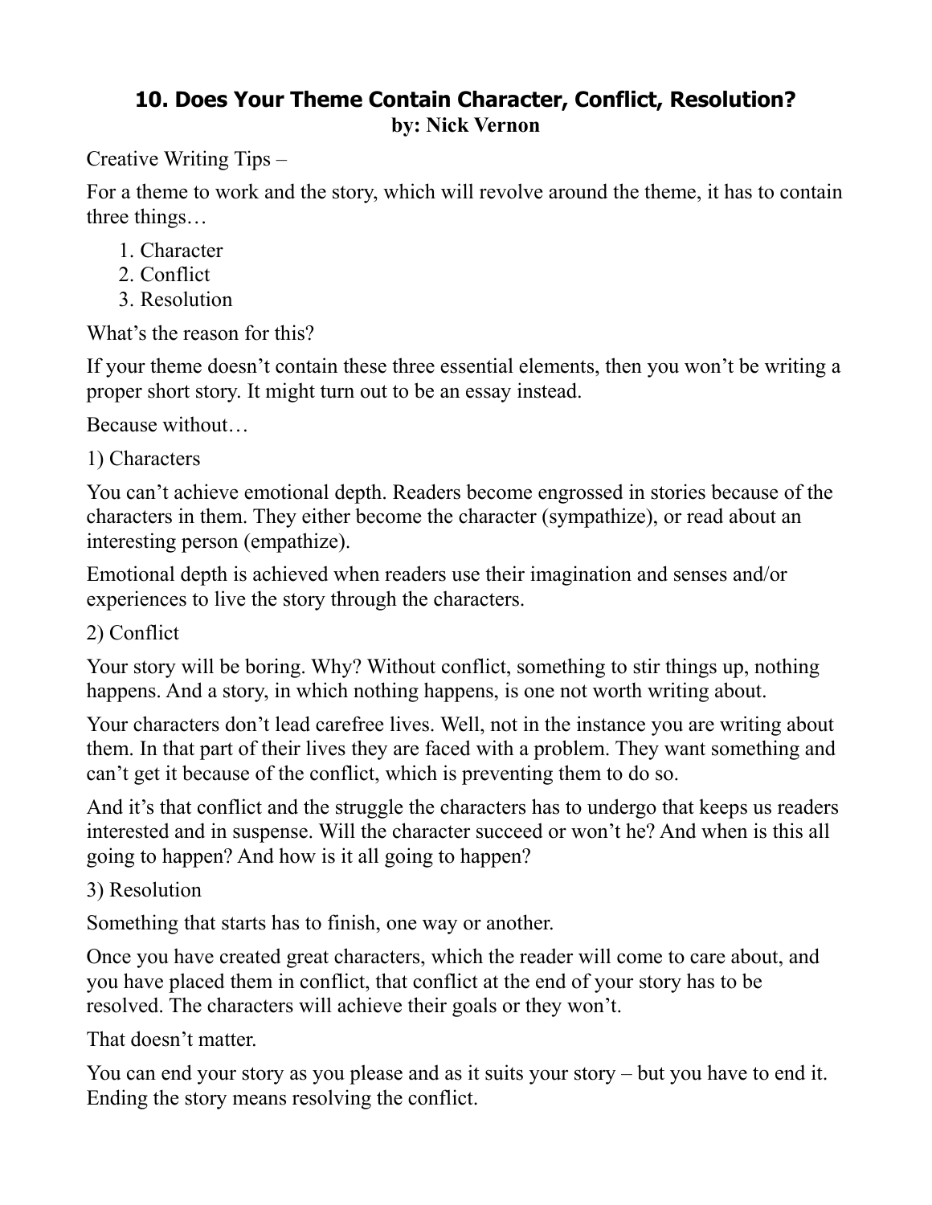## 10. Does Your Theme Contain Character, Conflict, Resolution?

**by: Nick Vernon**

Creative Writing Tips –

For a theme to work and the story, which will revolve around the theme, it has to contain three things…

1. Character
2. Conflict
3. Resolution

What's the reason for this?

If your theme doesn't contain these three essential elements, then you won't be writing a proper short story. It might turn out to be an essay instead.

Because without…

1) Characters

You can't achieve emotional depth. Readers become engrossed in stories because of the characters in them. They either become the character (sympathize), or read about an interesting person (empathize).

Emotional depth is achieved when readers use their imagination and senses and/or experiences to live the story through the characters.

2) Conflict

Your story will be boring. Why? Without conflict, something to stir things up, nothing happens. And a story, in which nothing happens, is one not worth writing about.

Your characters don't lead carefree lives. Well, not in the instance you are writing about them. In that part of their lives they are faced with a problem. They want something and can't get it because of the conflict, which is preventing them to do so.

And it's that conflict and the struggle the characters has to undergo that keeps us readers interested and in suspense. Will the character succeed or won't he? And when is this all going to happen? And how is it all going to happen?

3) Resolution

Something that starts has to finish, one way or another.

Once you have created great characters, which the reader will come to care about, and you have placed them in conflict, that conflict at the end of your story has to be resolved. The characters will achieve their goals or they won't.

That doesn't matter.

You can end your story as you please and as it suits your story – but you have to end it. Ending the story means resolving the conflict.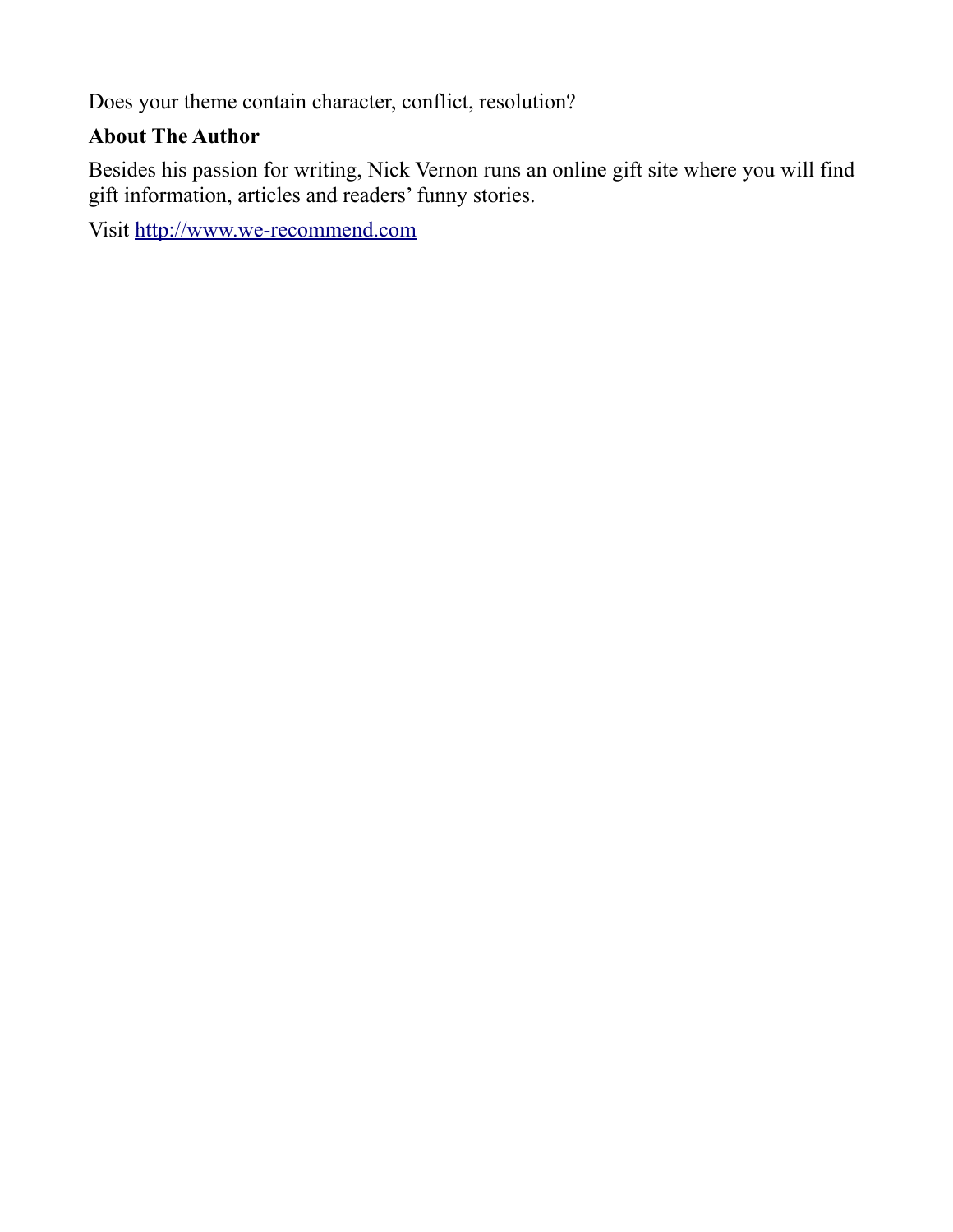Does your theme contain character, conflict, resolution?

**About The Author**

Besides his passion for writing, Nick Vernon runs an online gift site where you will find gift information, articles and readers' funny stories.

Visit [http://www.we-recommend.com](http://www.we-recommend.com)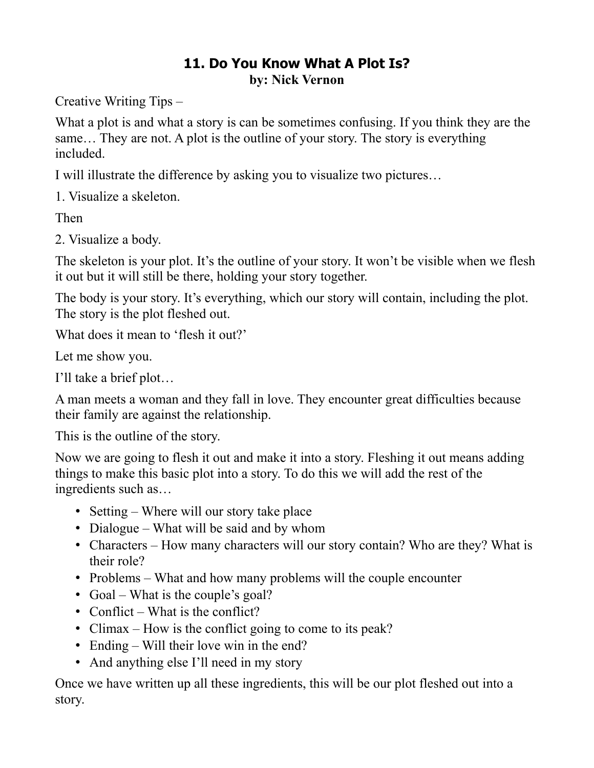# 11. Do You Know What A Plot Is?

**by: Nick Vernon**

Creative Writing Tips –

What a plot is and what a story is can be sometimes confusing. If you think they are the same… They are not. A plot is the outline of your story. The story is everything included.

I will illustrate the difference by asking you to visualize two pictures…

1. Visualize a skeleton.

Then

2. Visualize a body.

The skeleton is your plot. It's the outline of your story. It won't be visible when we flesh it out but it will still be there, holding your story together.

The body is your story. It's everything, which our story will contain, including the plot. The story is the plot fleshed out.

What does it mean to 'flesh it out?'

Let me show you.

I'll take a brief plot…

A man meets a woman and they fall in love. They encounter great difficulties because their family are against the relationship.

This is the outline of the story.

Now we are going to flesh it out and make it into a story. Fleshing it out means adding things to make this basic plot into a story. To do this we will add the rest of the ingredients such as…

- Setting – Where will our story take place
- Dialogue – What will be said and by whom
- Characters – How many characters will our story contain? Who are they? What is their role?
- Problems – What and how many problems will the couple encounter
- Goal – What is the couple's goal?
- Conflict – What is the conflict?
- Climax – How is the conflict going to come to its peak?
- Ending – Will their love win in the end?
- And anything else I'll need in my story

Once we have written up all these ingredients, this will be our plot fleshed out into a story.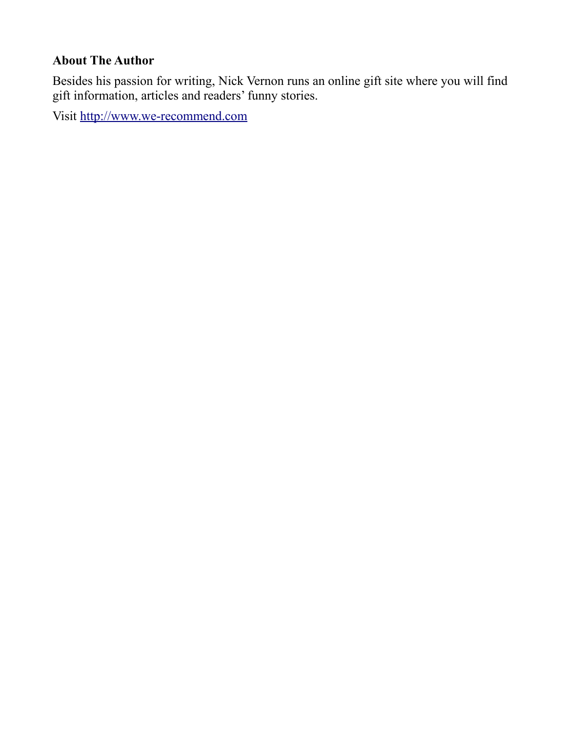**About The Author**

Besides his passion for writing, Nick Vernon runs an online gift site where you will find gift information, articles and readers' funny stories.

Visit [http://www.we-recommend.com](http://www.we-recommend.com)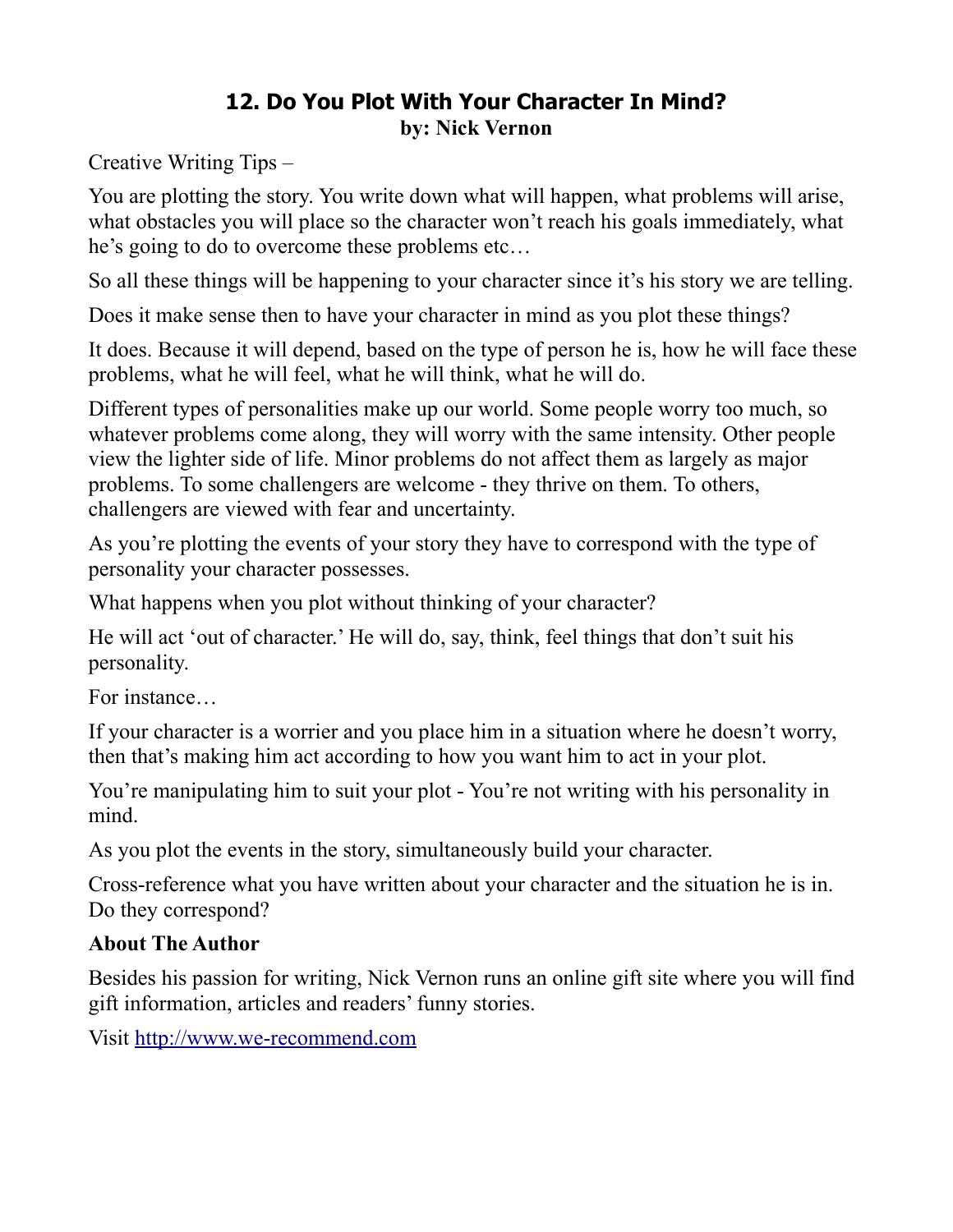## 12. Do You Plot With Your Character In Mind?

**by: Nick Vernon**

Creative Writing Tips –

You are plotting the story. You write down what will happen, what problems will arise, what obstacles you will place so the character won't reach his goals immediately, what he's going to do to overcome these problems etc…

So all these things will be happening to your character since it's his story we are telling.

Does it make sense then to have your character in mind as you plot these things?

It does. Because it will depend, based on the type of person he is, how he will face these problems, what he will feel, what he will think, what he will do.

Different types of personalities make up our world. Some people worry too much, so whatever problems come along, they will worry with the same intensity. Other people view the lighter side of life. Minor problems do not affect them as largely as major problems. To some challengers are welcome - they thrive on them. To others, challengers are viewed with fear and uncertainty.

As you're plotting the events of your story they have to correspond with the type of personality your character possesses.

What happens when you plot without thinking of your character?

He will act 'out of character.' He will do, say, think, feel things that don't suit his personality.

For instance…

If your character is a worrier and you place him in a situation where he doesn't worry, then that's making him act according to how you want him to act in your plot.

You're manipulating him to suit your plot - You're not writing with his personality in mind.

As you plot the events in the story, simultaneously build your character.

Cross-reference what you have written about your character and the situation he is in. Do they correspond?

**About The Author**

Besides his passion for writing, Nick Vernon runs an online gift site where you will find gift information, articles and readers' funny stories.

Visit http://www.we-recommend.com